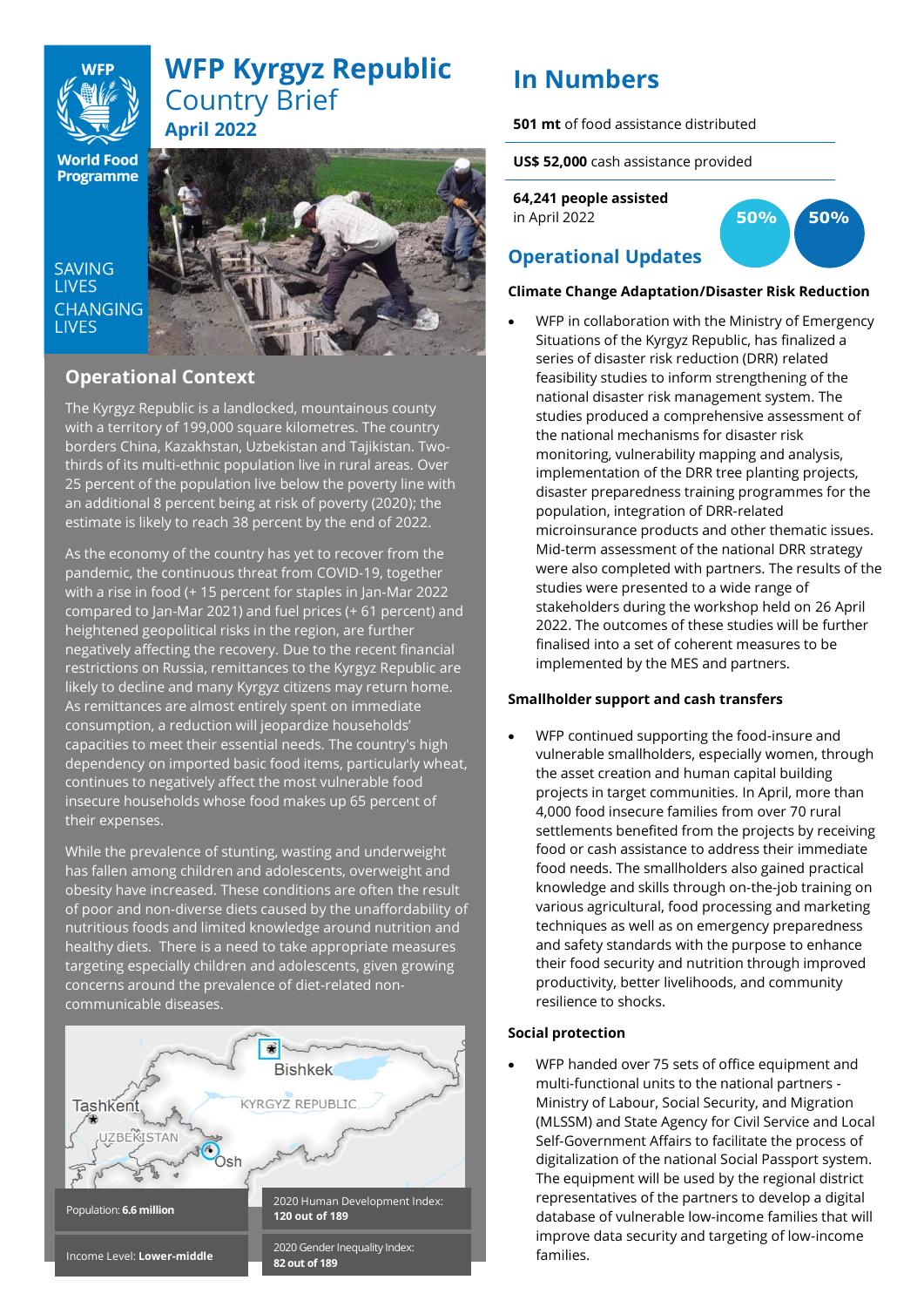# WFP Kyrgyz Republic
## Country Brief
**April 2022**

SAVING LIVES CHANGING LIVES

## Operational Context

The Kyrgyz Republic is a landlocked, mountainous county with a territory of 199,000 square kilometres. The country borders China, Kazakhstan, Uzbekistan and Tajikistan. Two-thirds of its multi-ethnic population live in rural areas. Over 25 percent of the population live below the poverty line with an additional 8 percent being at risk of poverty (2020); the estimate is likely to reach 38 percent by the end of 2022.

As the economy of the country has yet to recover from the pandemic, the continuous threat from COVID-19, together with a rise in food (+ 15 percent for staples in Jan-Mar 2022 compared to Jan-Mar 2021) and fuel prices (+ 61 percent) and heightened geopolitical risks in the region, are further negatively affecting the recovery. Due to the recent financial restrictions on Russia, remittances to the Kyrgyz Republic are likely to decline and many Kyrgyz citizens may return home. As remittances are almost entirely spent on immediate consumption, a reduction will jeopardize households' capacities to meet their essential needs. The country's high dependency on imported basic food items, particularly wheat, continues to negatively affect the most vulnerable food insecure households whose food makes up 65 percent of their expenses.

While the prevalence of stunting, wasting and underweight has fallen among children and adolescents, overweight and obesity have increased. These conditions are often the result of poor and non-diverse diets caused by the unaffordability of nutritious foods and limited knowledge around nutrition and healthy diets. There is a need to take appropriate measures targeting especially children and adolescents, given growing concerns around the prevalence of diet-related non-communicable diseases.

Bishkek
KYRGYZ REPUBLIC
Tashkent
UZBEKISTAN
Osh

Population: **6.6 million**

2020 Human Development Index: **120 out of 189**

Income Level: **Lower-middle**

2020 Gender Inequality Index: **82 out of 189**

# In Numbers

**501 mt** of food assistance distributed

**US$ 52,000** cash assistance provided

**64,241 people assisted** in April 2022

50% 50%

## Operational Updates

### Climate Change Adaptation/Disaster Risk Reduction

- WFP in collaboration with the Ministry of Emergency Situations of the Kyrgyz Republic, has finalized a series of disaster risk reduction (DRR) related feasibility studies to inform strengthening of the national disaster risk management system. The studies produced a comprehensive assessment of the national mechanisms for disaster risk monitoring, vulnerability mapping and analysis, implementation of the DRR tree planting projects, disaster preparedness training programmes for the population, integration of DRR-related microinsurance products and other thematic issues. Mid-term assessment of the national DRR strategy were also completed with partners. The results of the studies were presented to a wide range of stakeholders during the workshop held on 26 April 2022. The outcomes of these studies will be further finalised into a set of coherent measures to be implemented by the MES and partners.

### Smallholder support and cash transfers

- WFP continued supporting the food-insure and vulnerable smallholders, especially women, through the asset creation and human capital building projects in target communities. In April, more than 4,000 food insecure families from over 70 rural settlements benefited from the projects by receiving food or cash assistance to address their immediate food needs. The smallholders also gained practical knowledge and skills through on-the-job training on various agricultural, food processing and marketing techniques as well as on emergency preparedness and safety standards with the purpose to enhance their food security and nutrition through improved productivity, better livelihoods, and community resilience to shocks.

### Social protection

- WFP handed over 75 sets of office equipment and multi-functional units to the national partners - Ministry of Labour, Social Security, and Migration (MLSSM) and State Agency for Civil Service and Local Self-Government Affairs to facilitate the process of digitalization of the national Social Passport system. The equipment will be used by the regional district representatives of the partners to develop a digital database of vulnerable low-income families that will improve data security and targeting of low-income families.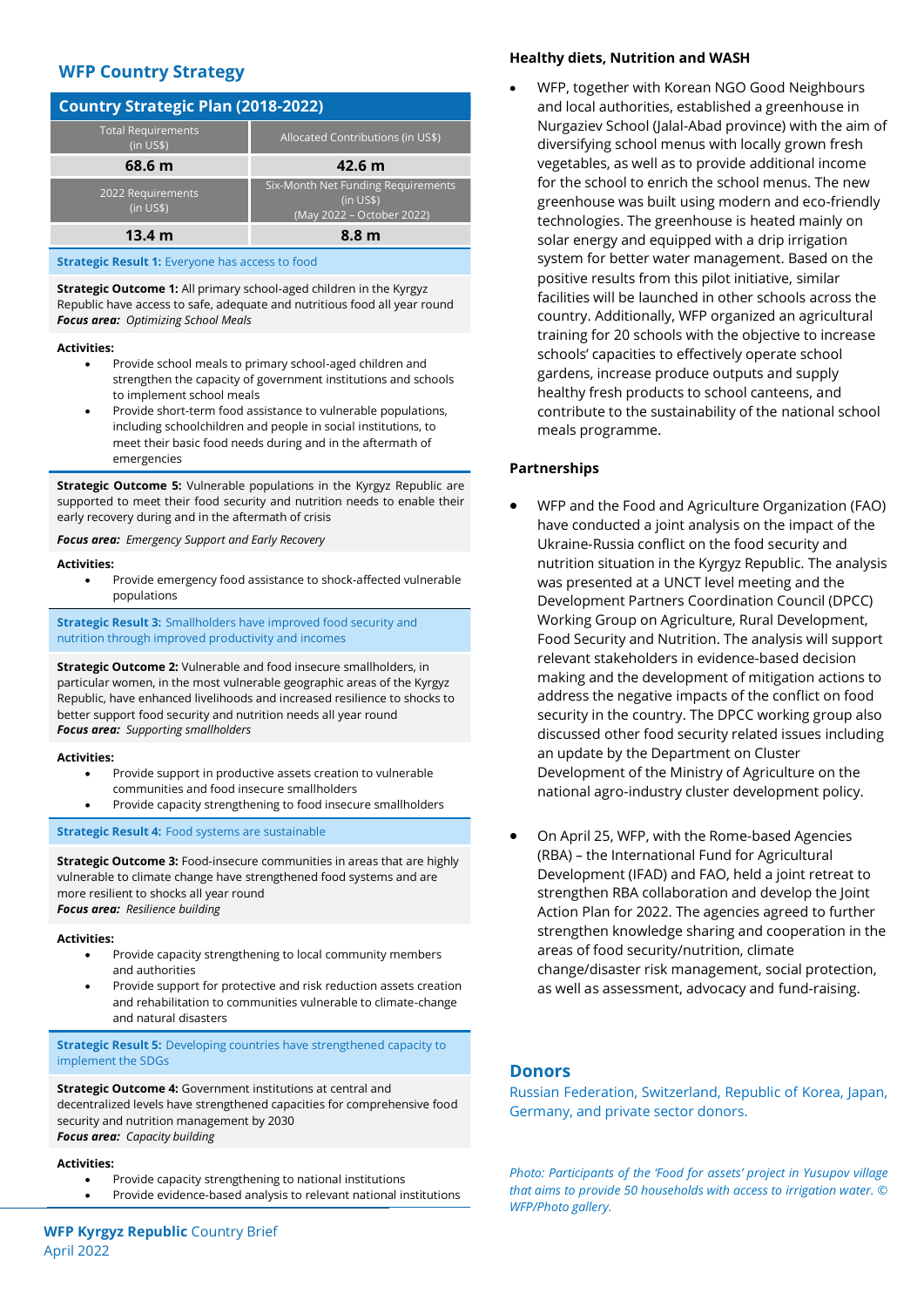## WFP Country Strategy

### Country Strategic Plan (2018-2022)

| Total Requirements (in US$) | Allocated Contributions (in US$) |
|---|---|
| 68.6 m | 42.6 m |
| 2022 Requirements (in US$) | Six-Month Net Funding Requirements (in US$) (May 2022 – October 2022) |
| 13.4 m | 8.8 m |

**Strategic Result 1:** Everyone has access to food

**Strategic Outcome 1:** All primary school-aged children in the Kyrgyz Republic have access to safe, adequate and nutritious food all year round
***Focus area:*** *Optimizing School Meals*

**Activities:**

- Provide school meals to primary school-aged children and strengthen the capacity of government institutions and schools to implement school meals
- Provide short-term food assistance to vulnerable populations, including schoolchildren and people in social institutions, to meet their basic food needs during and in the aftermath of emergencies

**Strategic Outcome 5:** Vulnerable populations in the Kyrgyz Republic are supported to meet their food security and nutrition needs to enable their early recovery during and in the aftermath of crisis

***Focus area:*** *Emergency Support and Early Recovery*

**Activities:**

- Provide emergency food assistance to shock-affected vulnerable populations

**Strategic Result 3:** Smallholders have improved food security and nutrition through improved productivity and incomes

**Strategic Outcome 2:** Vulnerable and food insecure smallholders, in particular women, in the most vulnerable geographic areas of the Kyrgyz Republic, have enhanced livelihoods and increased resilience to shocks to better support food security and nutrition needs all year round
***Focus area:*** *Supporting smallholders*

**Activities:**

- Provide support in productive assets creation to vulnerable communities and food insecure smallholders
- Provide capacity strengthening to food insecure smallholders

**Strategic Result 4:** Food systems are sustainable

**Strategic Outcome 3:** Food-insecure communities in areas that are highly vulnerable to climate change have strengthened food systems and are more resilient to shocks all year round
***Focus area:*** *Resilience building*

**Activities:**

- Provide capacity strengthening to local community members and authorities
- Provide support for protective and risk reduction assets creation and rehabilitation to communities vulnerable to climate-change and natural disasters

**Strategic Result 5:** Developing countries have strengthened capacity to implement the SDGs

**Strategic Outcome 4:** Government institutions at central and decentralized levels have strengthened capacities for comprehensive food security and nutrition management by 2030
***Focus area:*** *Capacity building*

**Activities:**

- Provide capacity strengthening to national institutions
- Provide evidence-based analysis to relevant national institutions

### Healthy diets, Nutrition and WASH

- WFP, together with Korean NGO Good Neighbours and local authorities, established a greenhouse in Nurgaziev School (Jalal-Abad province) with the aim of diversifying school menus with locally grown fresh vegetables, as well as to provide additional income for the school to enrich the school menus. The new greenhouse was built using modern and eco-friendly technologies. The greenhouse is heated mainly on solar energy and equipped with a drip irrigation system for better water management. Based on the positive results from this pilot initiative, similar facilities will be launched in other schools across the country. Additionally, WFP organized an agricultural training for 20 schools with the objective to increase schools' capacities to effectively operate school gardens, increase produce outputs and supply healthy fresh products to school canteens, and contribute to the sustainability of the national school meals programme.

### Partnerships

- WFP and the Food and Agriculture Organization (FAO) have conducted a joint analysis on the impact of the Ukraine-Russia conflict on the food security and nutrition situation in the Kyrgyz Republic. The analysis was presented at a UNCT level meeting and the Development Partners Coordination Council (DPCC) Working Group on Agriculture, Rural Development, Food Security and Nutrition. The analysis will support relevant stakeholders in evidence-based decision making and the development of mitigation actions to address the negative impacts of the conflict on food security in the country. The DPCC working group also discussed other food security related issues including an update by the Department on Cluster Development of the Ministry of Agriculture on the national agro-industry cluster development policy.

- On April 25, WFP, with the Rome-based Agencies (RBA) – the International Fund for Agricultural Development (IFAD) and FAO, held a joint retreat to strengthen RBA collaboration and develop the Joint Action Plan for 2022. The agencies agreed to further strengthen knowledge sharing and cooperation in the areas of food security/nutrition, climate change/disaster risk management, social protection, as well as assessment, advocacy and fund-raising.

## Donors

Russian Federation, Switzerland, Republic of Korea, Japan, Germany, and private sector donors.

*Photo: Participants of the 'Food for assets' project in Yusupov village that aims to provide 50 households with access to irrigation water. © WFP/Photo gallery.*